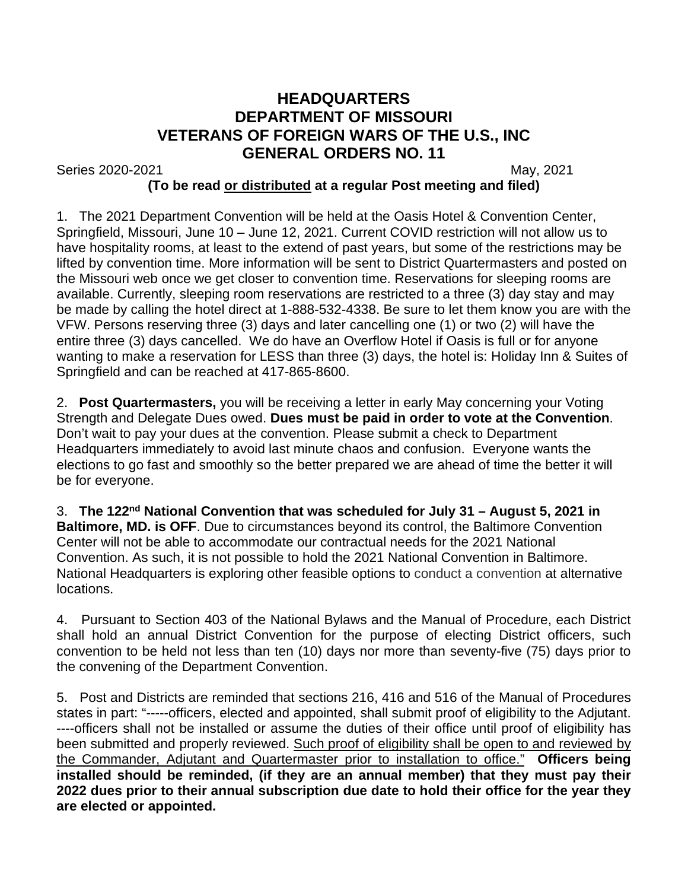# HEADQUARTERS
# DEPARTMENT OF MISSOURI
# VETERANS OF FOREIGN WARS OF THE U.S., INC
# GENERAL ORDERS NO. 11

Series 2020-2021 May, 2021

**(To be read <u>or distributed</u> at a regular Post meeting and filed)**

1. The 2021 Department Convention will be held at the Oasis Hotel & Convention Center, Springfield, Missouri, June 10 – June 12, 2021. Current COVID restriction will not allow us to have hospitality rooms, at least to the extend of past years, but some of the restrictions may be lifted by convention time. More information will be sent to District Quartermasters and posted on the Missouri web once we get closer to convention time. Reservations for sleeping rooms are available. Currently, sleeping room reservations are restricted to a three (3) day stay and may be made by calling the hotel direct at 1-888-532-4338. Be sure to let them know you are with the VFW. Persons reserving three (3) days and later cancelling one (1) or two (2) will have the entire three (3) days cancelled. We do have an Overflow Hotel if Oasis is full or for anyone wanting to make a reservation for LESS than three (3) days, the hotel is: Holiday Inn & Suites of Springfield and can be reached at 417-865-8600.

2. **Post Quartermasters,** you will be receiving a letter in early May concerning your Voting Strength and Delegate Dues owed. **Dues must be paid in order to vote at the Convention**. Don't wait to pay your dues at the convention. Please submit a check to Department Headquarters immediately to avoid last minute chaos and confusion. Everyone wants the elections to go fast and smoothly so the better prepared we are ahead of time the better it will be for everyone.

3. **The 122nd National Convention that was scheduled for July 31 – August 5, 2021 in Baltimore, MD. is OFF**. Due to circumstances beyond its control, the Baltimore Convention Center will not be able to accommodate our contractual needs for the 2021 National Convention. As such, it is not possible to hold the 2021 National Convention in Baltimore. National Headquarters is exploring other feasible options to conduct a convention at alternative locations.

4. Pursuant to Section 403 of the National Bylaws and the Manual of Procedure, each District shall hold an annual District Convention for the purpose of electing District officers, such convention to be held not less than ten (10) days nor more than seventy-five (75) days prior to the convening of the Department Convention.

5. Post and Districts are reminded that sections 216, 416 and 516 of the Manual of Procedures states in part: "-----officers, elected and appointed, shall submit proof of eligibility to the Adjutant. ----officers shall not be installed or assume the duties of their office until proof of eligibility has been submitted and properly reviewed. <u>Such proof of eligibility shall be open to and reviewed by the Commander, Adjutant and Quartermaster prior to installation to office."</u> **Officers being installed should be reminded, (if they are an annual member) that they must pay their 2022 dues prior to their annual subscription due date to hold their office for the year they are elected or appointed.**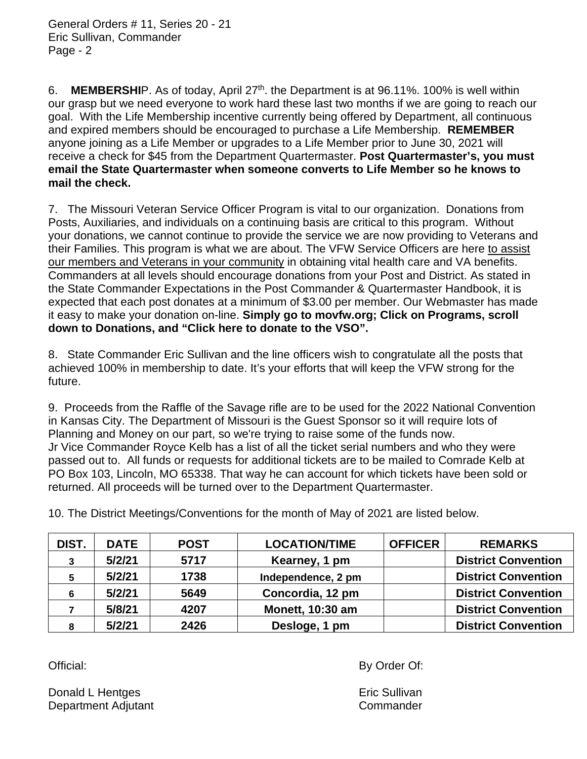6. **MEMBERSHI**P. As of today, April 27th. the Department is at 96.11%. 100% is well within our grasp but we need everyone to work hard these last two months if we are going to reach our goal. With the Life Membership incentive currently being offered by Department, all continuous and expired members should be encouraged to purchase a Life Membership. **REMEMBER** anyone joining as a Life Member or upgrades to a Life Member prior to June 30, 2021 will receive a check for $45 from the Department Quartermaster. **Post Quartermaster's, you must email the State Quartermaster when someone converts to Life Member so he knows to mail the check.**

7. The Missouri Veteran Service Officer Program is vital to our organization. Donations from Posts, Auxiliaries, and individuals on a continuing basis are critical to this program. Without your donations, we cannot continue to provide the service we are now providing to Veterans and their Families. This program is what we are about. The VFW Service Officers are here to assist our members and Veterans in your community in obtaining vital health care and VA benefits. Commanders at all levels should encourage donations from your Post and District. As stated in the State Commander Expectations in the Post Commander & Quartermaster Handbook, it is expected that each post donates at a minimum of $3.00 per member. Our Webmaster has made it easy to make your donation on-line. **Simply go to movfw.org; Click on Programs, scroll down to Donations, and "Click here to donate to the VSO".**

8. State Commander Eric Sullivan and the line officers wish to congratulate all the posts that achieved 100% in membership to date. It's your efforts that will keep the VFW strong for the future.

9. Proceeds from the Raffle of the Savage rifle are to be used for the 2022 National Convention in Kansas City. The Department of Missouri is the Guest Sponsor so it will require lots of Planning and Money on our part, so we're trying to raise some of the funds now.
Jr Vice Commander Royce Kelb has a list of all the ticket serial numbers and who they were passed out to. All funds or requests for additional tickets are to be mailed to Comrade Kelb at PO Box 103, Lincoln, MO 65338. That way he can account for which tickets have been sold or returned. All proceeds will be turned over to the Department Quartermaster.

10. The District Meetings/Conventions for the month of May of 2021 are listed below.

| DIST. | DATE | POST | LOCATION/TIME | OFFICER | REMARKS |
|---|---|---|---|---|---|
| 3 | 5/2/21 | 5717 | Kearney, 1 pm | | District Convention |
| 5 | 5/2/21 | 1738 | Independence, 2 pm | | District Convention |
| 6 | 5/2/21 | 5649 | Concordia, 12 pm | | District Convention |
| 7 | 5/8/21 | 4207 | Monett, 10:30 am | | District Convention |
| 8 | 5/2/21 | 2426 | Desloge, 1 pm | | District Convention |

Official:

Donald L Hentges
Department Adjutant

By Order Of:

Eric Sullivan
Commander